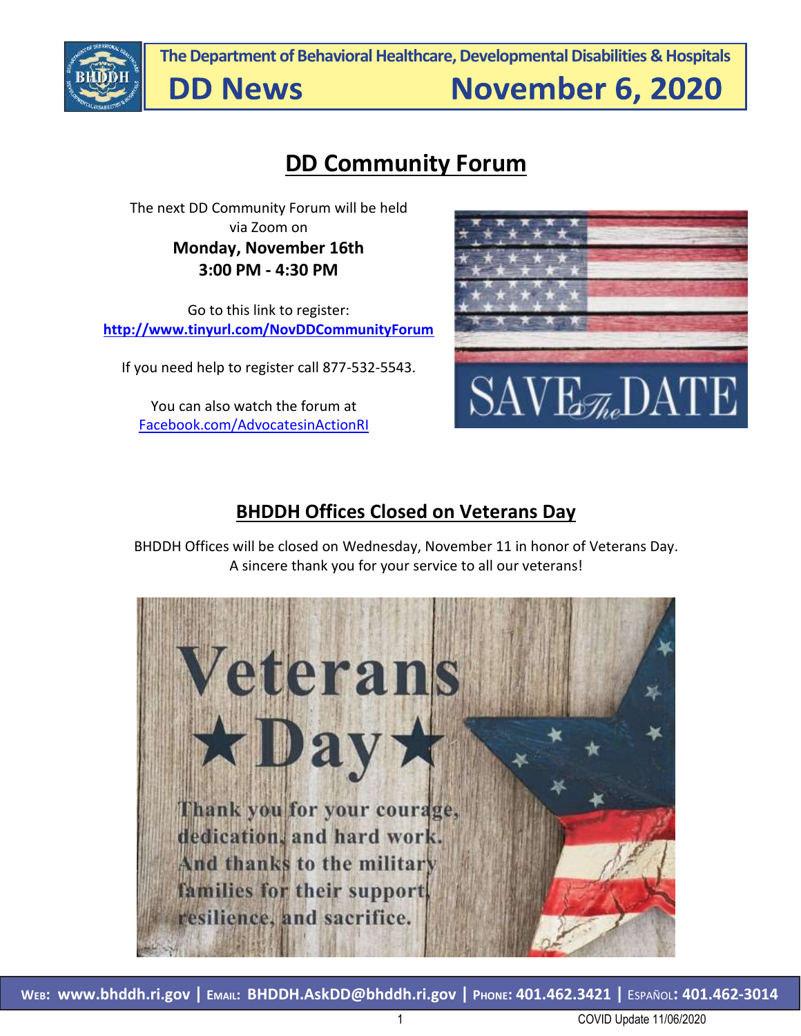The Department of Behavioral Healthcare, Developmental Disabilities & Hospitals

# DD News — November 6, 2020

## DD Community Forum

The next DD Community Forum will be held via Zoom on

**Monday, November 16th**
**3:00 PM - 4:30 PM**

Go to this link to register:
**http://www.tinyurl.com/NovDDCommunityForum**

If you need help to register call 877-532-5543.

You can also watch the forum at
Facebook.com/AdvocatesinActionRI

## BHDDH Offices Closed on Veterans Day

BHDDH Offices will be closed on Wednesday, November 11 in honor of Veterans Day.
A sincere thank you for your service to all our veterans!

**WEB:** www.bhddh.ri.gov | **EMAIL:** BHDDH.AskDD@bhddh.ri.gov | **PHONE:** 401.462.3421 | **ESPAÑOL:** 401.462-3014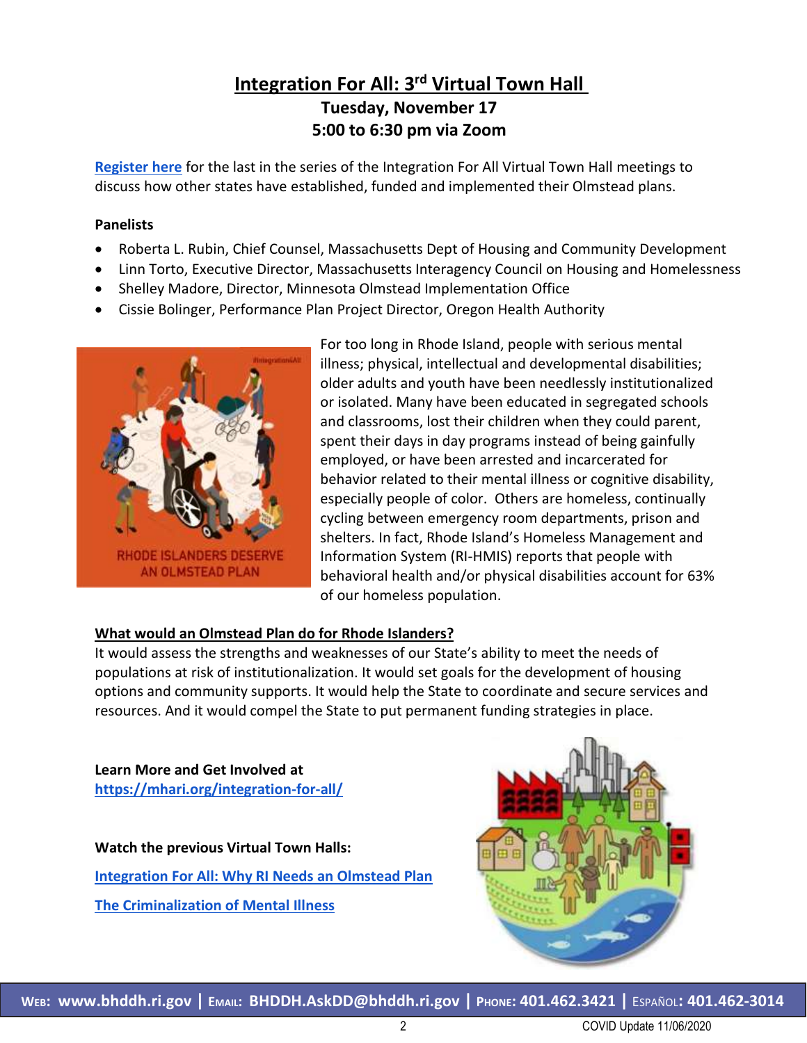# Integration For All: 3rd Virtual Town Hall

**Tuesday, November 17**
**5:00 to 6:30 pm via Zoom**

Register here for the last in the series of the Integration For All Virtual Town Hall meetings to discuss how other states have established, funded and implemented their Olmstead plans.

**Panelists**

- Roberta L. Rubin, Chief Counsel, Massachusetts Dept of Housing and Community Development
- Linn Torto, Executive Director, Massachusetts Interagency Council on Housing and Homelessness
- Shelley Madore, Director, Minnesota Olmstead Implementation Office
- Cissie Bolinger, Performance Plan Project Director, Oregon Health Authority

For too long in Rhode Island, people with serious mental illness; physical, intellectual and developmental disabilities; older adults and youth have been needlessly institutionalized or isolated. Many have been educated in segregated schools and classrooms, lost their children when they could parent, spent their days in day programs instead of being gainfully employed, or have been arrested and incarcerated for behavior related to their mental illness or cognitive disability, especially people of color. Others are homeless, continually cycling between emergency room departments, prison and shelters. In fact, Rhode Island's Homeless Management and Information System (RI-HMIS) reports that people with behavioral health and/or physical disabilities account for 63% of our homeless population.

## What would an Olmstead Plan do for Rhode Islanders?

It would assess the strengths and weaknesses of our State's ability to meet the needs of populations at risk of institutionalization. It would set goals for the development of housing options and community supports. It would help the State to coordinate and secure services and resources. And it would compel the State to put permanent funding strategies in place.

**Learn More and Get Involved at**
https://mhari.org/integration-for-all/

**Watch the previous Virtual Town Halls:**

Integration For All: Why RI Needs an Olmstead Plan

The Criminalization of Mental Illness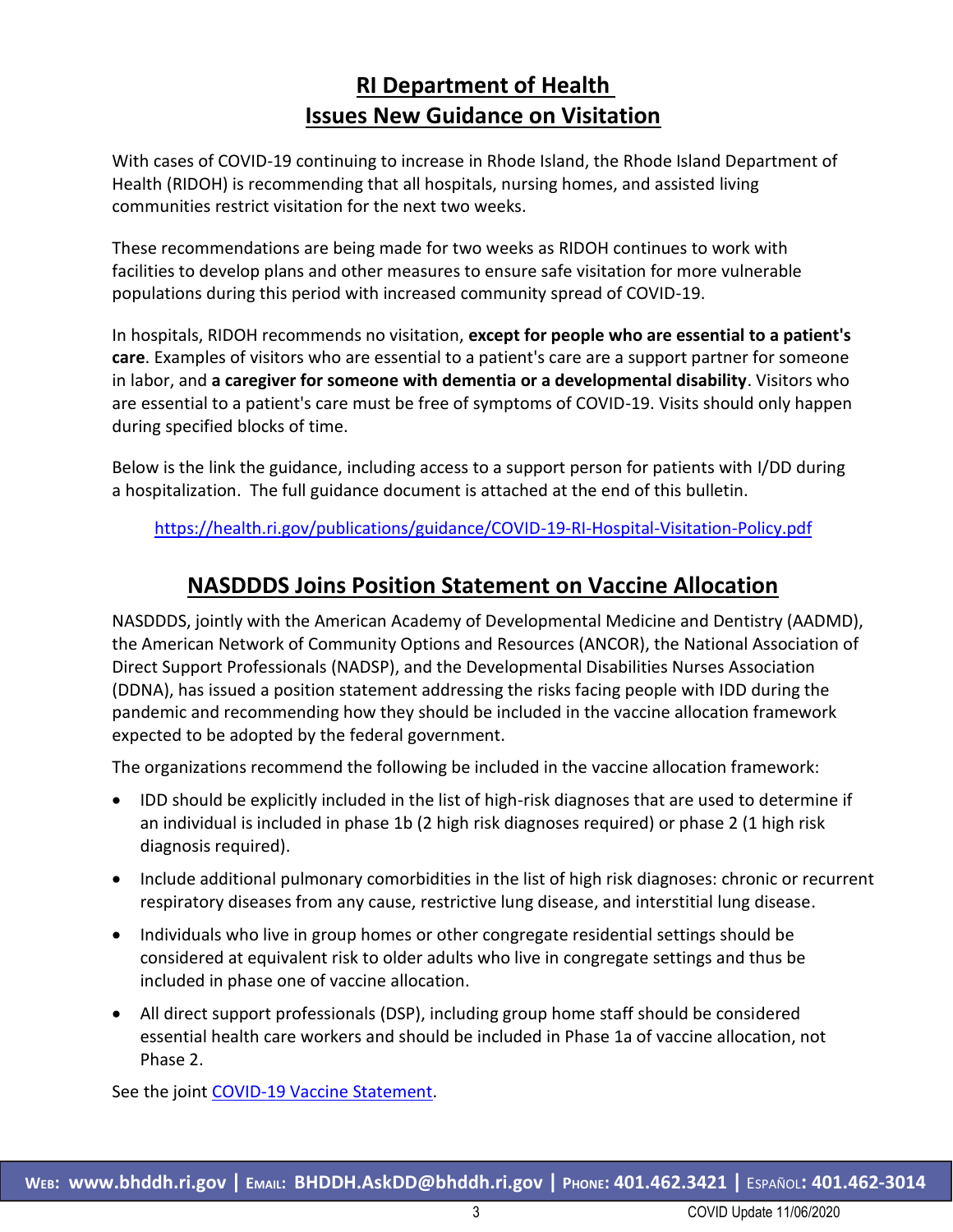## RI Department of Health Issues New Guidance on Visitation

With cases of COVID-19 continuing to increase in Rhode Island, the Rhode Island Department of Health (RIDOH) is recommending that all hospitals, nursing homes, and assisted living communities restrict visitation for the next two weeks.

These recommendations are being made for two weeks as RIDOH continues to work with facilities to develop plans and other measures to ensure safe visitation for more vulnerable populations during this period with increased community spread of COVID-19.

In hospitals, RIDOH recommends no visitation, **except for people who are essential to a patient's care**. Examples of visitors who are essential to a patient's care are a support partner for someone in labor, and **a caregiver for someone with dementia or a developmental disability**. Visitors who are essential to a patient's care must be free of symptoms of COVID-19. Visits should only happen during specified blocks of time.

Below is the link the guidance, including access to a support person for patients with I/DD during a hospitalization. The full guidance document is attached at the end of this bulletin.

https://health.ri.gov/publications/guidance/COVID-19-RI-Hospital-Visitation-Policy.pdf

## NASDDDS Joins Position Statement on Vaccine Allocation

NASDDDS, jointly with the American Academy of Developmental Medicine and Dentistry (AADMD), the American Network of Community Options and Resources (ANCOR), the National Association of Direct Support Professionals (NADSP), and the Developmental Disabilities Nurses Association (DDNA), has issued a position statement addressing the risks facing people with IDD during the pandemic and recommending how they should be included in the vaccine allocation framework expected to be adopted by the federal government.

The organizations recommend the following be included in the vaccine allocation framework:

- IDD should be explicitly included in the list of high-risk diagnoses that are used to determine if an individual is included in phase 1b (2 high risk diagnoses required) or phase 2 (1 high risk diagnosis required).
- Include additional pulmonary comorbidities in the list of high risk diagnoses: chronic or recurrent respiratory diseases from any cause, restrictive lung disease, and interstitial lung disease.
- Individuals who live in group homes or other congregate residential settings should be considered at equivalent risk to older adults who live in congregate settings and thus be included in phase one of vaccine allocation.
- All direct support professionals (DSP), including group home staff should be considered essential health care workers and should be included in Phase 1a of vaccine allocation, not Phase 2.

See the joint COVID-19 Vaccine Statement.

**WEB: www.bhddh.ri.gov | EMAIL: BHDDH.AskDD@bhddh.ri.gov | PHONE: 401.462.3421 | ESPAÑOL: 401.462-3014**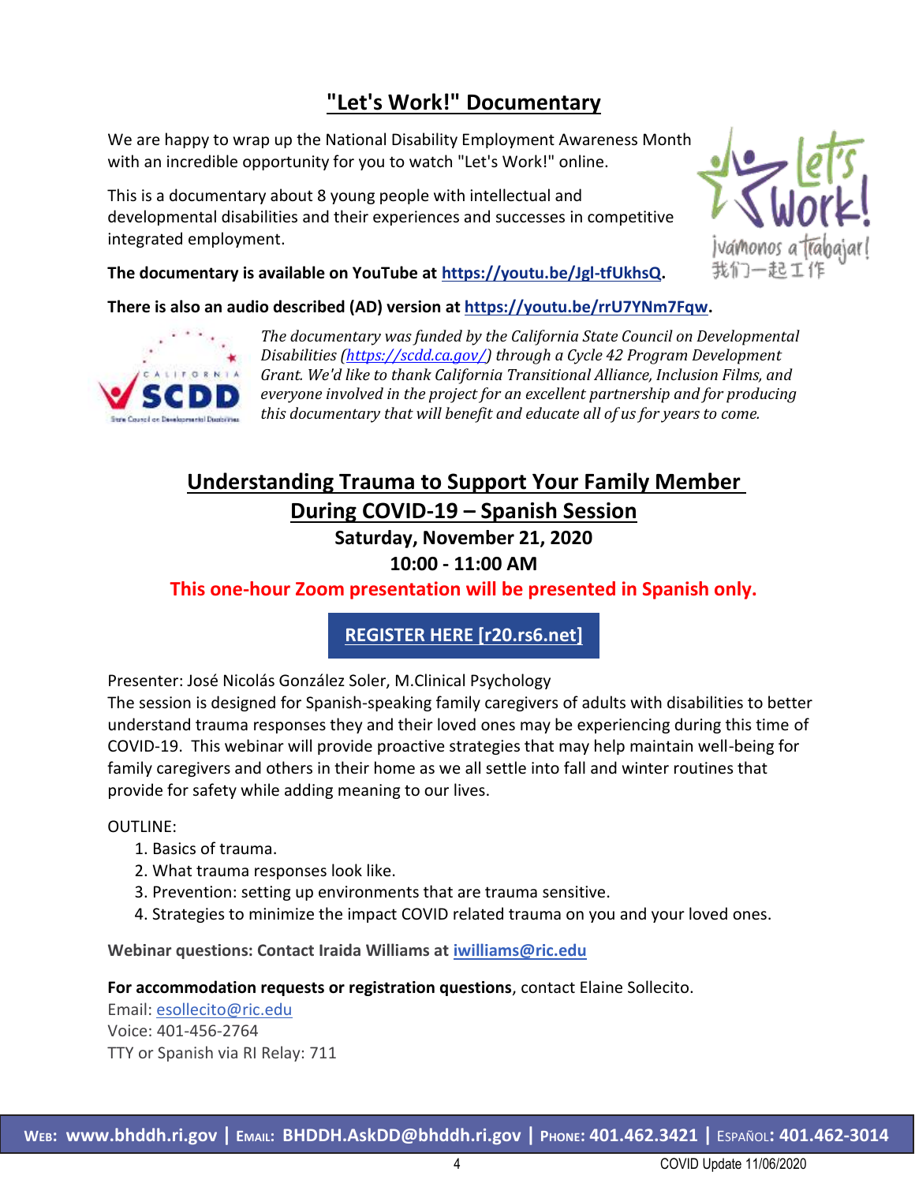## "Let's Work!" Documentary

We are happy to wrap up the National Disability Employment Awareness Month with an incredible opportunity for you to watch "Let's Work!" online.

This is a documentary about 8 young people with intellectual and developmental disabilities and their experiences and successes in competitive integrated employment.

**The documentary is available on YouTube at https://youtu.be/Jgl-tfUkhsQ.**

**There is also an audio described (AD) version at https://youtu.be/rrU7YNm7Fqw.**

*The documentary was funded by the California State Council on Developmental Disabilities (https://scdd.ca.gov/) through a Cycle 42 Program Development Grant. We'd like to thank California Transitional Alliance, Inclusion Films, and everyone involved in the project for an excellent partnership and for producing this documentary that will benefit and educate all of us for years to come.*

## Understanding Trauma to Support Your Family Member During COVID-19 – Spanish Session

**Saturday, November 21, 2020**

**10:00 - 11:00 AM**

**This one-hour Zoom presentation will be presented in Spanish only.**

**REGISTER HERE [r20.rs6.net]**

Presenter: José Nicolás González Soler, M.Clinical Psychology

The session is designed for Spanish-speaking family caregivers of adults with disabilities to better understand trauma responses they and their loved ones may be experiencing during this time of COVID-19. This webinar will provide proactive strategies that may help maintain well-being for family caregivers and others in their home as we all settle into fall and winter routines that provide for safety while adding meaning to our lives.

OUTLINE:

1. Basics of trauma.
2. What trauma responses look like.
3. Prevention: setting up environments that are trauma sensitive.
4. Strategies to minimize the impact COVID related trauma on you and your loved ones.

**Webinar questions: Contact Iraida Williams at iwilliams@ric.edu**

**For accommodation requests or registration questions**, contact Elaine Sollecito.
Email: esollecito@ric.edu
Voice: 401-456-2764
TTY or Spanish via RI Relay: 711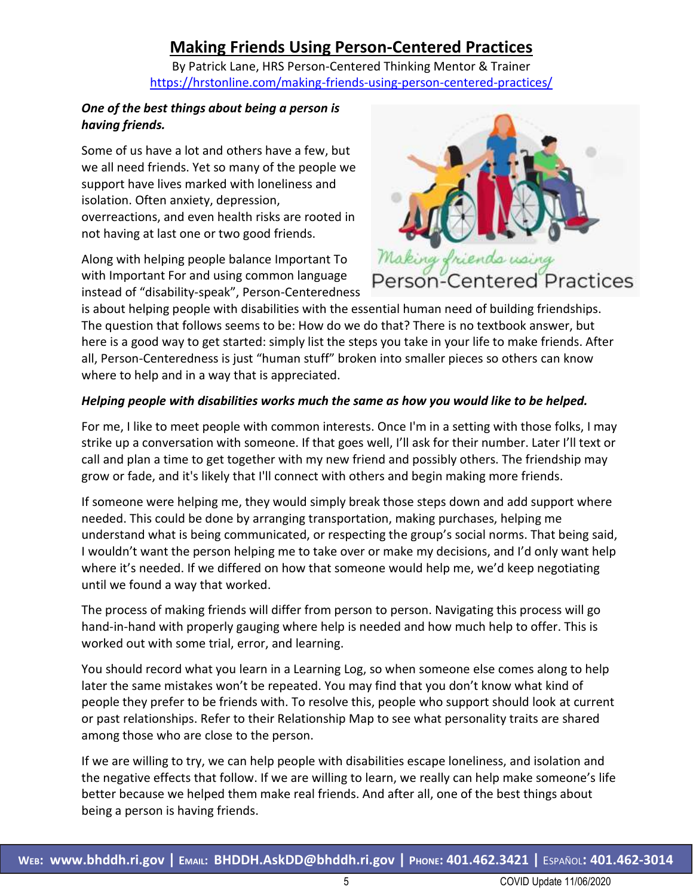# Making Friends Using Person-Centered Practices

By Patrick Lane, HRS Person-Centered Thinking Mentor & Trainer
https://hrstonline.com/making-friends-using-person-centered-practices/

***One of the best things about being a person is having friends.***

Some of us have a lot and others have a few, but we all need friends. Yet so many of the people we support have lives marked with loneliness and isolation. Often anxiety, depression, overreactions, and even health risks are rooted in not having at last one or two good friends.

Along with helping people balance Important To with Important For and using common language instead of "disability-speak", Person-Centeredness is about helping people with disabilities with the essential human need of building friendships. The question that follows seems to be: How do we do that? There is no textbook answer, but here is a good way to get started: simply list the steps you take in your life to make friends. After all, Person-Centeredness is just "human stuff" broken into smaller pieces so others can know where to help and in a way that is appreciated.

***Helping people with disabilities works much the same as how you would like to be helped.***

For me, I like to meet people with common interests. Once I'm in a setting with those folks, I may strike up a conversation with someone. If that goes well, I'll ask for their number. Later I'll text or call and plan a time to get together with my new friend and possibly others. The friendship may grow or fade, and it's likely that I'll connect with others and begin making more friends.

If someone were helping me, they would simply break those steps down and add support where needed. This could be done by arranging transportation, making purchases, helping me understand what is being communicated, or respecting the group's social norms. That being said, I wouldn't want the person helping me to take over or make my decisions, and I'd only want help where it's needed. If we differed on how that someone would help me, we'd keep negotiating until we found a way that worked.

The process of making friends will differ from person to person. Navigating this process will go hand-in-hand with properly gauging where help is needed and how much help to offer. This is worked out with some trial, error, and learning.

You should record what you learn in a Learning Log, so when someone else comes along to help later the same mistakes won't be repeated. You may find that you don't know what kind of people they prefer to be friends with. To resolve this, people who support should look at current or past relationships. Refer to their Relationship Map to see what personality traits are shared among those who are close to the person.

If we are willing to try, we can help people with disabilities escape loneliness, and isolation and the negative effects that follow. If we are willing to learn, we really can help make someone's life better because we helped them make real friends. And after all, one of the best things about being a person is having friends.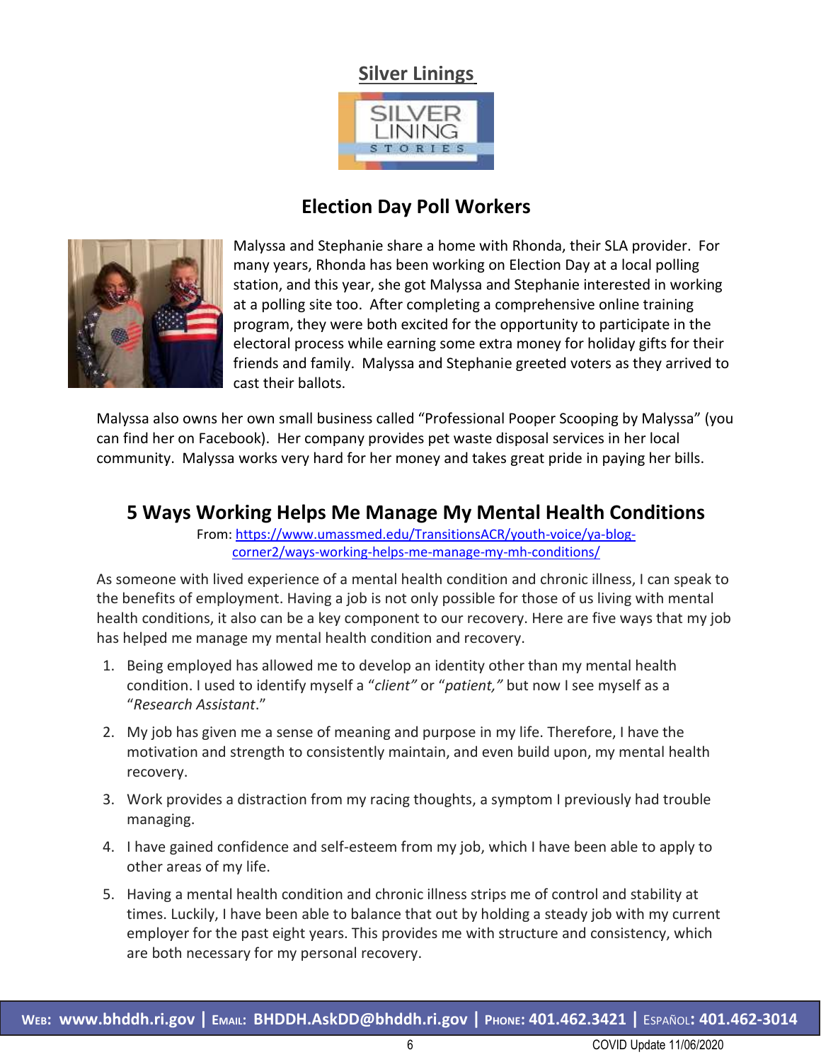# Silver Linings

## Election Day Poll Workers

Malyssa and Stephanie share a home with Rhonda, their SLA provider. For many years, Rhonda has been working on Election Day at a local polling station, and this year, she got Malyssa and Stephanie interested in working at a polling site too. After completing a comprehensive online training program, they were both excited for the opportunity to participate in the electoral process while earning some extra money for holiday gifts for their friends and family. Malyssa and Stephanie greeted voters as they arrived to cast their ballots.

Malyssa also owns her own small business called "Professional Pooper Scooping by Malyssa" (you can find her on Facebook). Her company provides pet waste disposal services in her local community. Malyssa works very hard for her money and takes great pride in paying her bills.

## 5 Ways Working Helps Me Manage My Mental Health Conditions

From: https://www.umassmed.edu/TransitionsACR/youth-voice/ya-blog-corner2/ways-working-helps-me-manage-my-mh-conditions/

As someone with lived experience of a mental health condition and chronic illness, I can speak to the benefits of employment. Having a job is not only possible for those of us living with mental health conditions, it also can be a key component to our recovery. Here are five ways that my job has helped me manage my mental health condition and recovery.

1. Being employed has allowed me to develop an identity other than my mental health condition. I used to identify myself a *"client"* or *"patient,"* but now I see myself as a *"Research Assistant."*
2. My job has given me a sense of meaning and purpose in my life. Therefore, I have the motivation and strength to consistently maintain, and even build upon, my mental health recovery.
3. Work provides a distraction from my racing thoughts, a symptom I previously had trouble managing.
4. I have gained confidence and self-esteem from my job, which I have been able to apply to other areas of my life.
5. Having a mental health condition and chronic illness strips me of control and stability at times. Luckily, I have been able to balance that out by holding a steady job with my current employer for the past eight years. This provides me with structure and consistency, which are both necessary for my personal recovery.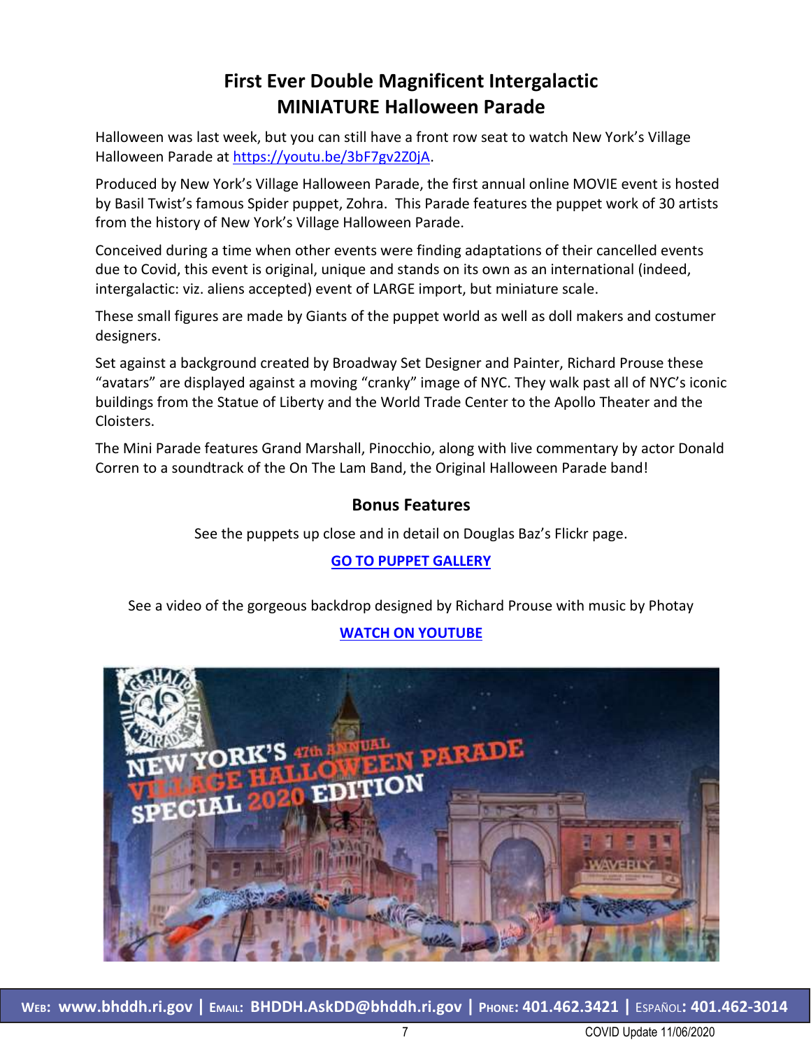## First Ever Double Magnificent Intergalactic MINIATURE Halloween Parade

Halloween was last week, but you can still have a front row seat to watch New York's Village Halloween Parade at https://youtu.be/3bF7gv2Z0jA.

Produced by New York's Village Halloween Parade, the first annual online MOVIE event is hosted by Basil Twist's famous Spider puppet, Zohra. This Parade features the puppet work of 30 artists from the history of New York's Village Halloween Parade.

Conceived during a time when other events were finding adaptations of their cancelled events due to Covid, this event is original, unique and stands on its own as an international (indeed, intergalactic: viz. aliens accepted) event of LARGE import, but miniature scale.

These small figures are made by Giants of the puppet world as well as doll makers and costumer designers.

Set against a background created by Broadway Set Designer and Painter, Richard Prouse these "avatars" are displayed against a moving "cranky" image of NYC. They walk past all of NYC's iconic buildings from the Statue of Liberty and the World Trade Center to the Apollo Theater and the Cloisters.

The Mini Parade features Grand Marshall, Pinocchio, along with live commentary by actor Donald Corren to a soundtrack of the On The Lam Band, the Original Halloween Parade band!

### Bonus Features

See the puppets up close and in detail on Douglas Baz's Flickr page.

**GO TO PUPPET GALLERY**

See a video of the gorgeous backdrop designed by Richard Prouse with music by Photay

**WATCH ON YOUTUBE**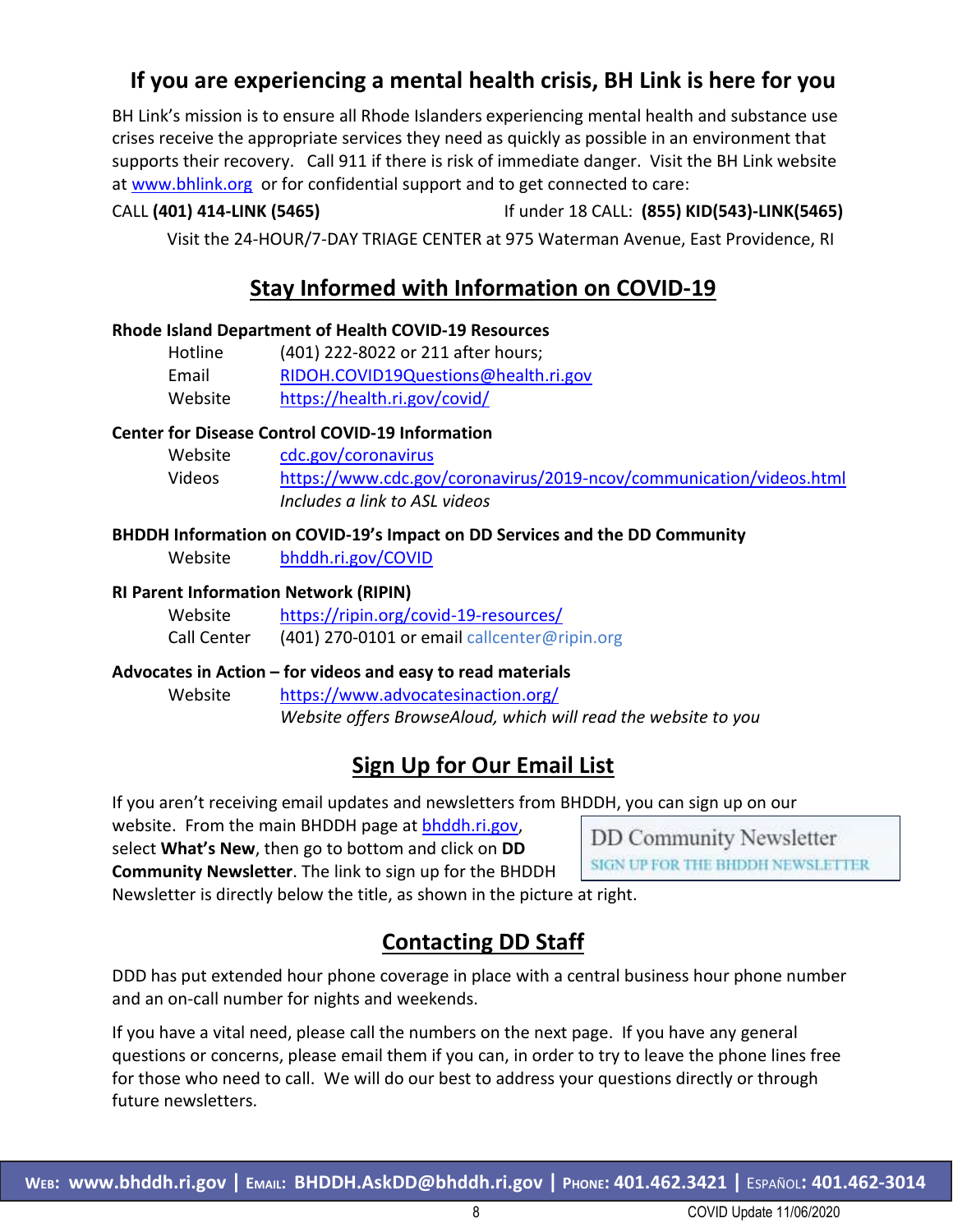## If you are experiencing a mental health crisis, BH Link is here for you

BH Link's mission is to ensure all Rhode Islanders experiencing mental health and substance use crises receive the appropriate services they need as quickly as possible in an environment that supports their recovery. Call 911 if there is risk of immediate danger. Visit the BH Link website at www.bhlink.org or for confidential support and to get connected to care:

CALL **(401) 414-LINK (5465)** If under 18 CALL: **(855) KID(543)-LINK(5465)**

Visit the 24-HOUR/7-DAY TRIAGE CENTER at 975 Waterman Avenue, East Providence, RI

## Stay Informed with Information on COVID-19

**Rhode Island Department of Health COVID-19 Resources**

- Hotline: (401) 222-8022 or 211 after hours;
- Email: RIDOH.COVID19Questions@health.ri.gov
- Website: https://health.ri.gov/covid/

**Center for Disease Control COVID-19 Information**

- Website: cdc.gov/coronavirus
- Videos: https://www.cdc.gov/coronavirus/2019-ncov/communication/videos.html
  *Includes a link to ASL videos*

**BHDDH Information on COVID-19's Impact on DD Services and the DD Community**

- Website: bhddh.ri.gov/COVID

**RI Parent Information Network (RIPIN)**

- Website: https://ripin.org/covid-19-resources/
- Call Center: (401) 270-0101 or email callcenter@ripin.org

**Advocates in Action – for videos and easy to read materials**

- Website: https://www.advocatesinaction.org/
  *Website offers BrowseAloud, which will read the website to you*

## Sign Up for Our Email List

If you aren't receiving email updates and newsletters from BHDDH, you can sign up on our website. From the main BHDDH page at bhddh.ri.gov, select **What's New**, then go to bottom and click on **DD Community Newsletter**. The link to sign up for the BHDDH Newsletter is directly below the title, as shown in the picture at right.

DD Community Newsletter
SIGN UP FOR THE BHDDH NEWSLETTER

## Contacting DD Staff

DDD has put extended hour phone coverage in place with a central business hour phone number and an on-call number for nights and weekends.

If you have a vital need, please call the numbers on the next page. If you have any general questions or concerns, please email them if you can, in order to try to leave the phone lines free for those who need to call. We will do our best to address your questions directly or through future newsletters.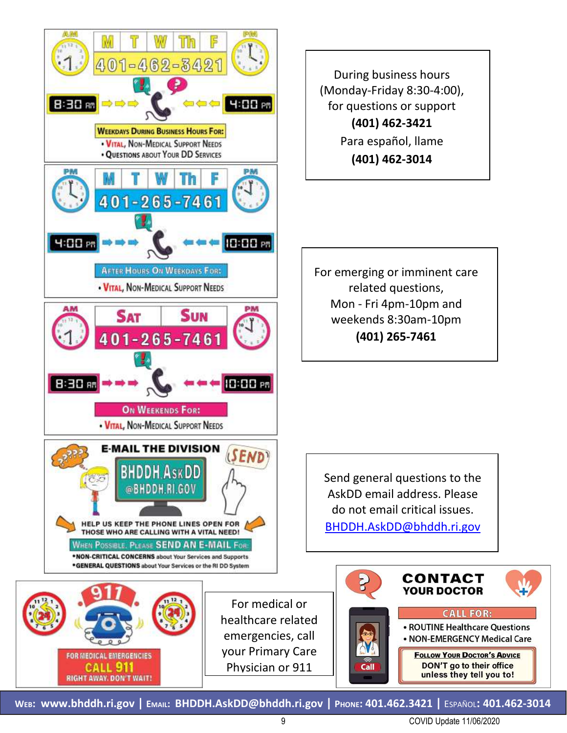AM | M T W Th F | PM

**401-462-3421**

8:30 AM → 4:00 PM

**Weekdays During Business Hours For:**

- Vital, Non-Medical Support Needs
- Questions About Your DD Services

During business hours (Monday-Friday 8:30-4:00), for questions or support

**(401) 462-3421**

Para español, llame

**(401) 462-3014**

PM | M T W Th F | PM

**401-265-7461**

4:00 PM → 10:00 PM

**After Hours On Weekdays For:**

- Vital, Non-Medical Support Needs

AM | Sat Sun | PM

**401-265-7461**

8:30 AM → 10:00 PM

**On Weekends For:**

- Vital, Non-Medical Support Needs

For emerging or imminent care related questions,
Mon - Fri 4pm-10pm and weekends 8:30am-10pm

**(401) 265-7461**

**E-MAIL THE DIVISION**

BHDDH.AskDD @BHDDH.RI.GOV

SEND

HELP US KEEP THE PHONE LINES OPEN FOR THOSE WHO ARE CALLING WITH A VITAL NEED!

**When Possible, Please SEND AN E-MAIL For:**

- **NON-CRITICAL CONCERNS** about Your Services and Supports
- **GENERAL QUESTIONS** about Your Services or the RI DD System

Send general questions to the AskDD email address. Please do not email critical issues.

[BHDDH.AskDD@bhddh.ri.gov](mailto:BHDDH.AskDD@bhddh.ri.gov)

911

**FOR MEDICAL EMERGENCIES**

**CALL 911**

**RIGHT AWAY. DON'T WAIT!**

For medical or healthcare related emergencies, call your Primary Care Physician or 911

**CONTACT YOUR DOCTOR**

**CALL FOR:**

- ROUTINE Healthcare Questions
- NON-EMERGENCY Medical Care

**Follow Your Doctor's Advice**

DON'T go to their office unless they tell you to!

Call

**Web: www.bhddh.ri.gov | Email: BHDDH.AskDD@bhddh.ri.gov | Phone: 401.462.3421 | Español: 401.462-3014**

COVID Update 11/06/2020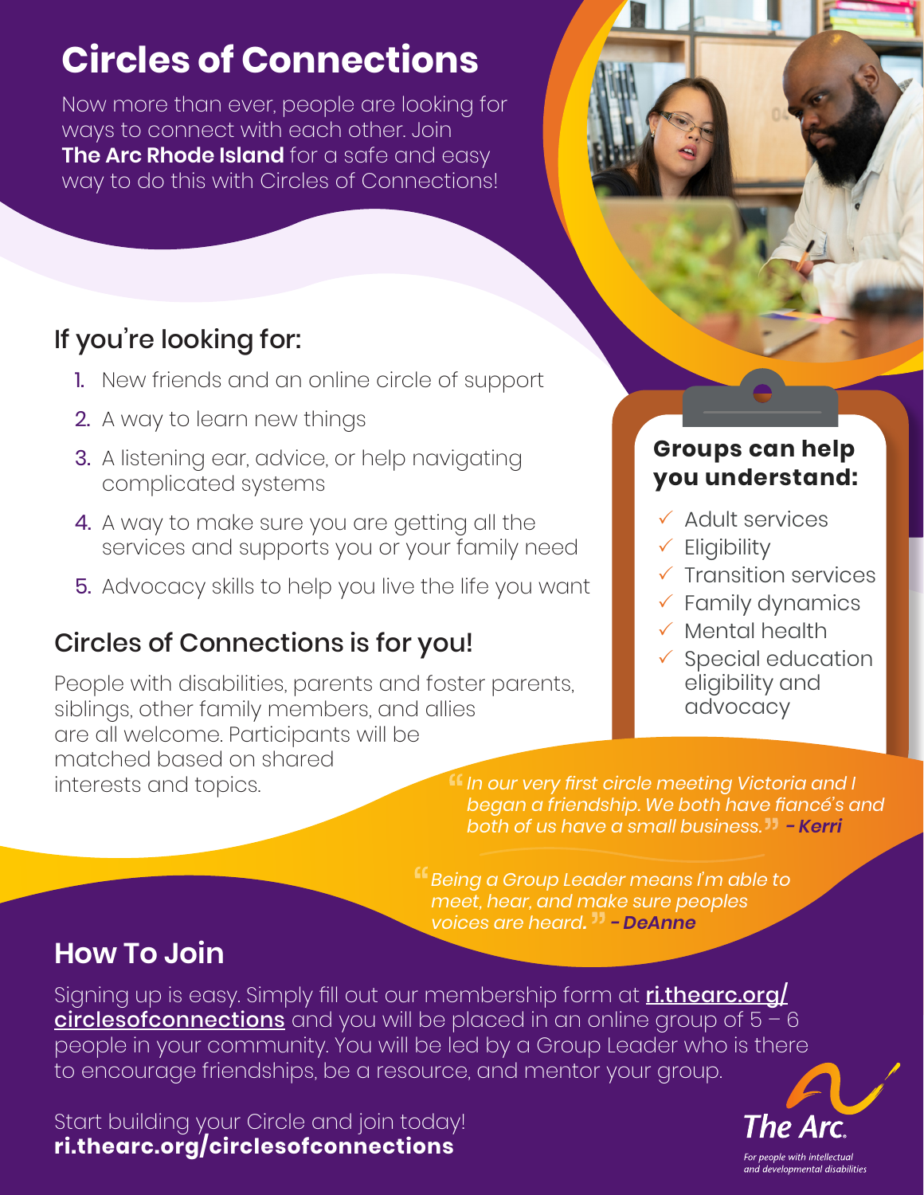# Circles of Connections

Now more than ever, people are looking for ways to connect with each other. Join **The Arc Rhode Island** for a safe and easy way to do this with Circles of Connections!

## If you're looking for:

1. New friends and an online circle of support
2. A way to learn new things
3. A listening ear, advice, or help navigating complicated systems
4. A way to make sure you are getting all the services and supports you or your family need
5. Advocacy skills to help you live the life you want

## Circles of Connections is for you!

People with disabilities, parents and foster parents, siblings, other family members, and allies are all welcome. Participants will be matched based on shared interests and topics.

### Groups can help you understand:

- ✓ Adult services
- ✓ Eligibility
- ✓ Transition services
- ✓ Family dynamics
- ✓ Mental health
- ✓ Special education eligibility and advocacy

*"In our very first circle meeting Victoria and I began a friendship. We both have fiancé's and both of us have a small business."* ***- Kerri***

*"Being a Group Leader means I'm able to meet, hear, and make sure peoples voices are heard."* ***- DeAnne***

## How To Join

Signing up is easy. Simply fill out our membership form at [ri.thearc.org/circlesofconnections](ri.thearc.org/circlesofconnections) and you will be placed in an online group of 5 – 6 people in your community. You will be led by a Group Leader who is there to encourage friendships, be a resource, and mentor your group.

Start building your Circle and join today!
**ri.thearc.org/circlesofconnections**

The Arc.
*For people with intellectual and developmental disabilities*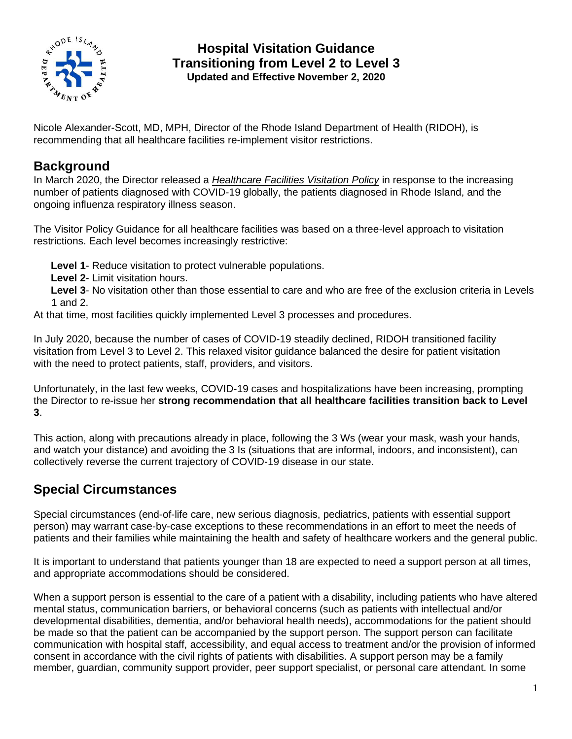# Hospital Visitation Guidance
## Transitioning from Level 2 to Level 3
**Updated and Effective November 2, 2020**

Nicole Alexander-Scott, MD, MPH, Director of the Rhode Island Department of Health (RIDOH), is recommending that all healthcare facilities re-implement visitor restrictions.

## Background

In March 2020, the Director released a *Healthcare Facilities Visitation Policy* in response to the increasing number of patients diagnosed with COVID-19 globally, the patients diagnosed in Rhode Island, and the ongoing influenza respiratory illness season.

The Visitor Policy Guidance for all healthcare facilities was based on a three-level approach to visitation restrictions. Each level becomes increasingly restrictive:

**Level 1**- Reduce visitation to protect vulnerable populations.
**Level 2**- Limit visitation hours.
**Level 3**- No visitation other than those essential to care and who are free of the exclusion criteria in Levels 1 and 2.

At that time, most facilities quickly implemented Level 3 processes and procedures.

In July 2020, because the number of cases of COVID-19 steadily declined, RIDOH transitioned facility visitation from Level 3 to Level 2. This relaxed visitor guidance balanced the desire for patient visitation with the need to protect patients, staff, providers, and visitors.

Unfortunately, in the last few weeks, COVID-19 cases and hospitalizations have been increasing, prompting the Director to re-issue her **strong recommendation that all healthcare facilities transition back to Level 3**.

This action, along with precautions already in place, following the 3 Ws (wear your mask, wash your hands, and watch your distance) and avoiding the 3 Is (situations that are informal, indoors, and inconsistent), can collectively reverse the current trajectory of COVID-19 disease in our state.

## Special Circumstances

Special circumstances (end-of-life care, new serious diagnosis, pediatrics, patients with essential support person) may warrant case-by-case exceptions to these recommendations in an effort to meet the needs of patients and their families while maintaining the health and safety of healthcare workers and the general public.

It is important to understand that patients younger than 18 are expected to need a support person at all times, and appropriate accommodations should be considered.

When a support person is essential to the care of a patient with a disability, including patients who have altered mental status, communication barriers, or behavioral concerns (such as patients with intellectual and/or developmental disabilities, dementia, and/or behavioral health needs), accommodations for the patient should be made so that the patient can be accompanied by the support person. The support person can facilitate communication with hospital staff, accessibility, and equal access to treatment and/or the provision of informed consent in accordance with the civil rights of patients with disabilities. A support person may be a family member, guardian, community support provider, peer support specialist, or personal care attendant. In some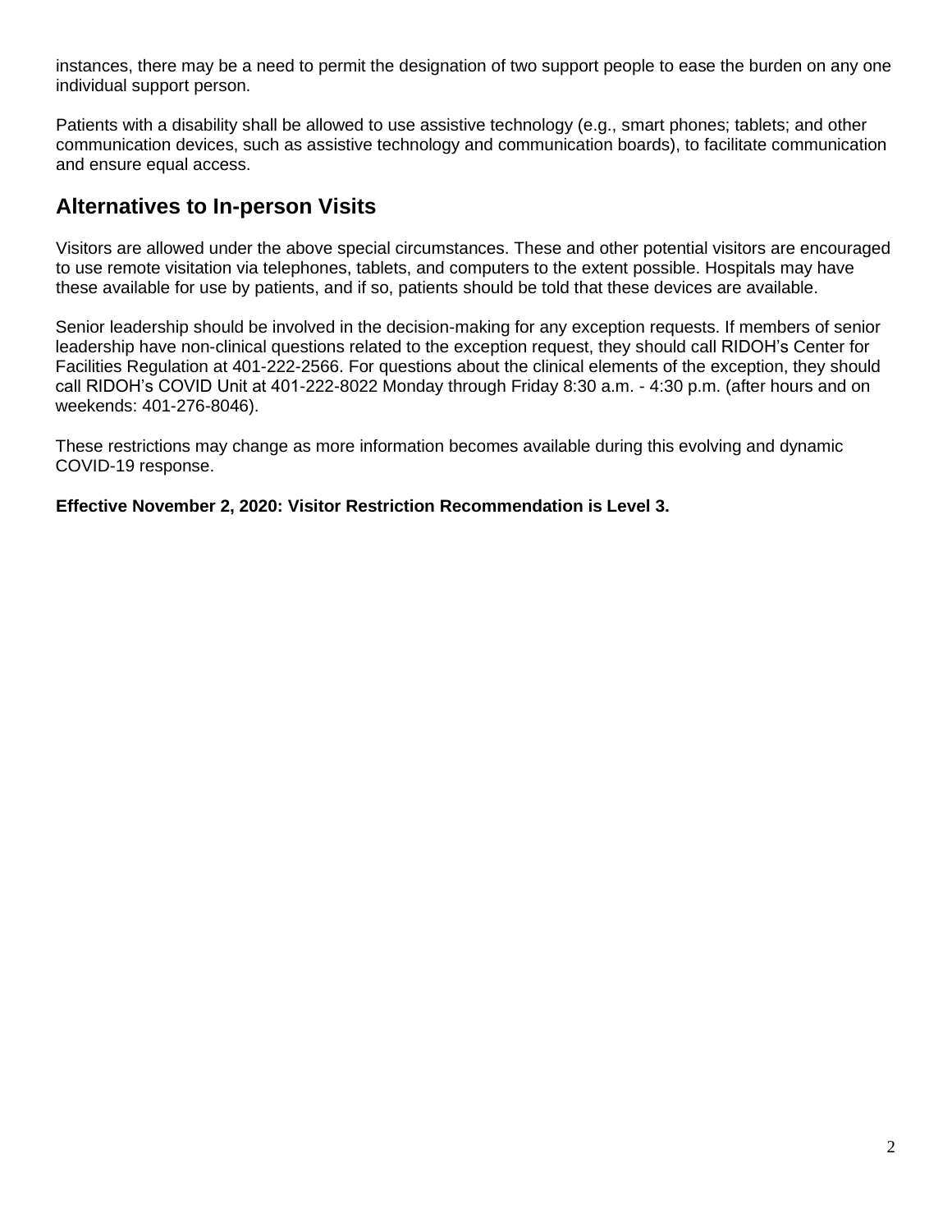instances, there may be a need to permit the designation of two support people to ease the burden on any one individual support person.

Patients with a disability shall be allowed to use assistive technology (e.g., smart phones; tablets; and other communication devices, such as assistive technology and communication boards), to facilitate communication and ensure equal access.

## Alternatives to In-person Visits

Visitors are allowed under the above special circumstances. These and other potential visitors are encouraged to use remote visitation via telephones, tablets, and computers to the extent possible. Hospitals may have these available for use by patients, and if so, patients should be told that these devices are available.

Senior leadership should be involved in the decision-making for any exception requests. If members of senior leadership have non-clinical questions related to the exception request, they should call RIDOH's Center for Facilities Regulation at 401-222-2566. For questions about the clinical elements of the exception, they should call RIDOH's COVID Unit at 401-222-8022 Monday through Friday 8:30 a.m. - 4:30 p.m. (after hours and on weekends: 401-276-8046).

These restrictions may change as more information becomes available during this evolving and dynamic COVID-19 response.

**Effective November 2, 2020: Visitor Restriction Recommendation is Level 3.**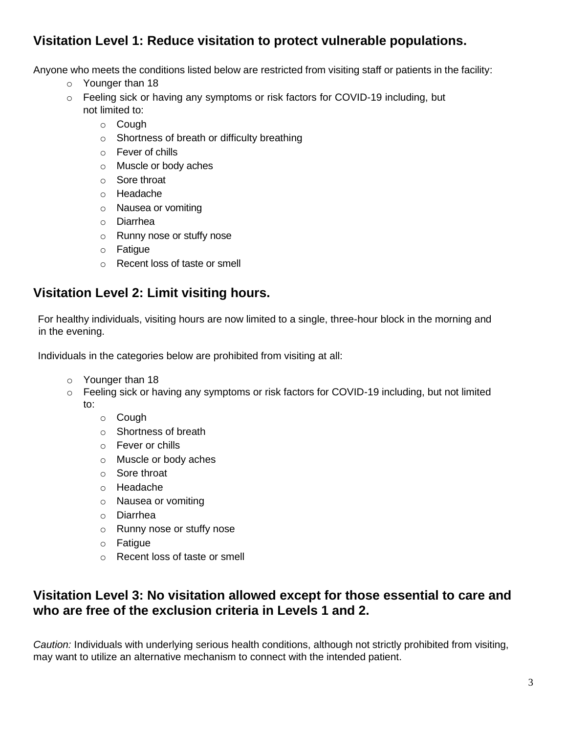## Visitation Level 1: Reduce visitation to protect vulnerable populations.

Anyone who meets the conditions listed below are restricted from visiting staff or patients in the facility:

- Younger than 18
- Feeling sick or having any symptoms or risk factors for COVID-19 including, but not limited to:
  - Cough
  - Shortness of breath or difficulty breathing
  - Fever of chills
  - Muscle or body aches
  - Sore throat
  - Headache
  - Nausea or vomiting
  - Diarrhea
  - Runny nose or stuffy nose
  - Fatigue
  - Recent loss of taste or smell

## Visitation Level 2: Limit visiting hours.

For healthy individuals, visiting hours are now limited to a single, three-hour block in the morning and in the evening.

Individuals in the categories below are prohibited from visiting at all:

- Younger than 18
- Feeling sick or having any symptoms or risk factors for COVID-19 including, but not limited to:
  - Cough
  - Shortness of breath
  - Fever or chills
  - Muscle or body aches
  - Sore throat
  - Headache
  - Nausea or vomiting
  - Diarrhea
  - Runny nose or stuffy nose
  - Fatigue
  - Recent loss of taste or smell

## Visitation Level 3: No visitation allowed except for those essential to care and who are free of the exclusion criteria in Levels 1 and 2.

*Caution:* Individuals with underlying serious health conditions, although not strictly prohibited from visiting, may want to utilize an alternative mechanism to connect with the intended patient.